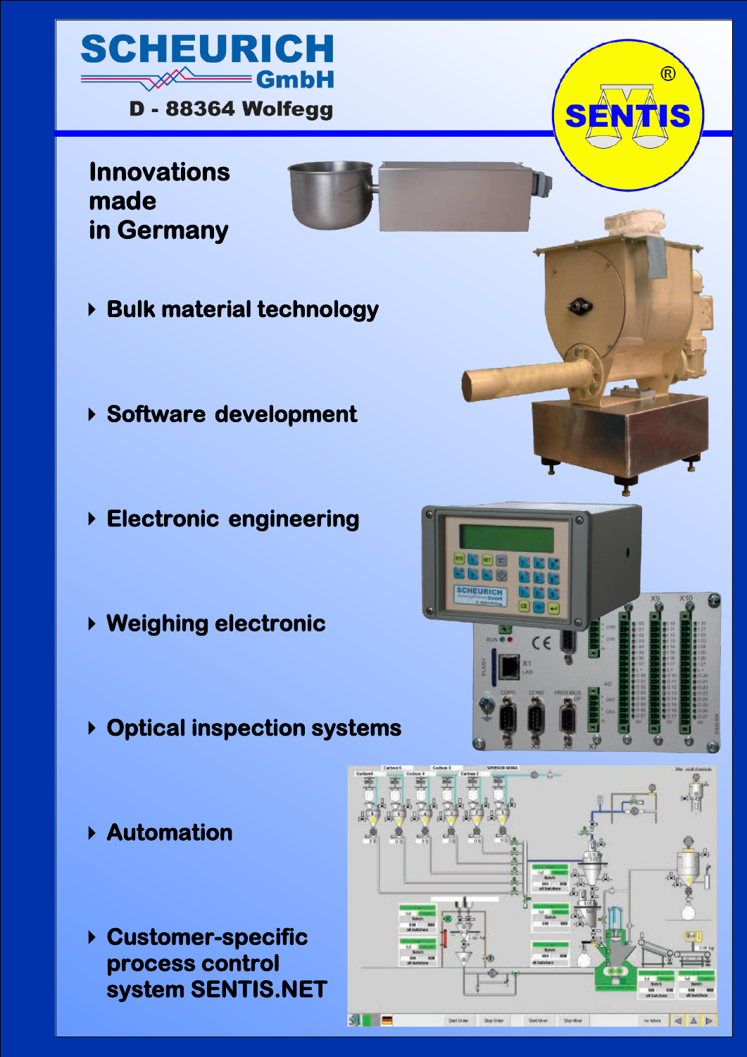# SCHEUERICH GmbH

D - 88364 Wolfegg

SENTIS®

## Innovations made in Germany

- Bulk material technology
- Software development
- Electronic engineering
- Weighing electronic
- Optical inspection systems
- Automation
- Customer-specific process control system SENTIS.NET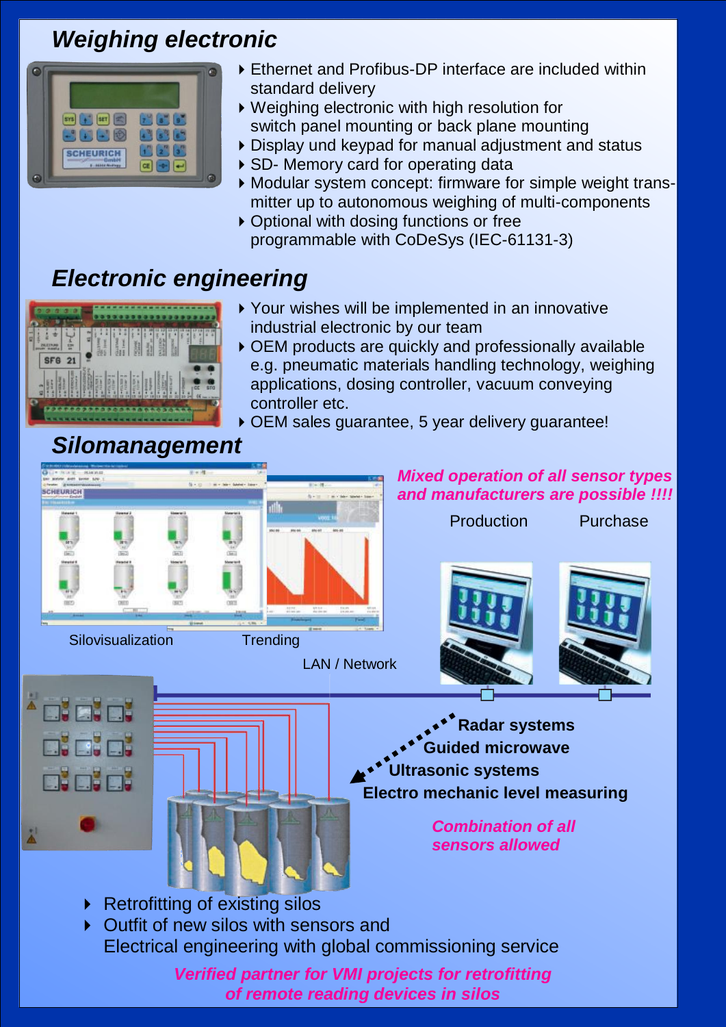## Weighing electronic

- Ethernet and Profibus-DP interface are included within standard delivery
- Weighing electronic with high resolution for switch panel mounting or back plane mounting
- Display und keypad for manual adjustment and status
- SD- Memory card for operating data
- Modular system concept: firmware for simple weight transmitter up to autonomous weighing of multi-components
- Optional with dosing functions or free programmable with CoDeSys (IEC-61131-3)

## Electronic engineering

- Your wishes will be implemented in an innovative industrial electronic by our team
- OEM products are quickly and professionally available e.g. pneumatic materials handling technology, weighing applications, dosing controller, vacuum conveying controller etc.
- OEM sales guarantee, 5 year delivery guarantee!

## Silomanagement

*Mixed operation of all sensor types and manufacturers are possible !!!!*

Production | Purchase

Silovisualization | Trending

LAN / Network

**Radar systems**
**Guided microwave**
**Ultrasonic systems**
**Electro mechanic level measuring**

*Combination of all sensors allowed*

- Retrofitting of existing silos
- Outfit of new silos with sensors and Electrical engineering with global commissioning service

*Verified partner for VMI projects for retrofitting of remote reading devices in silos*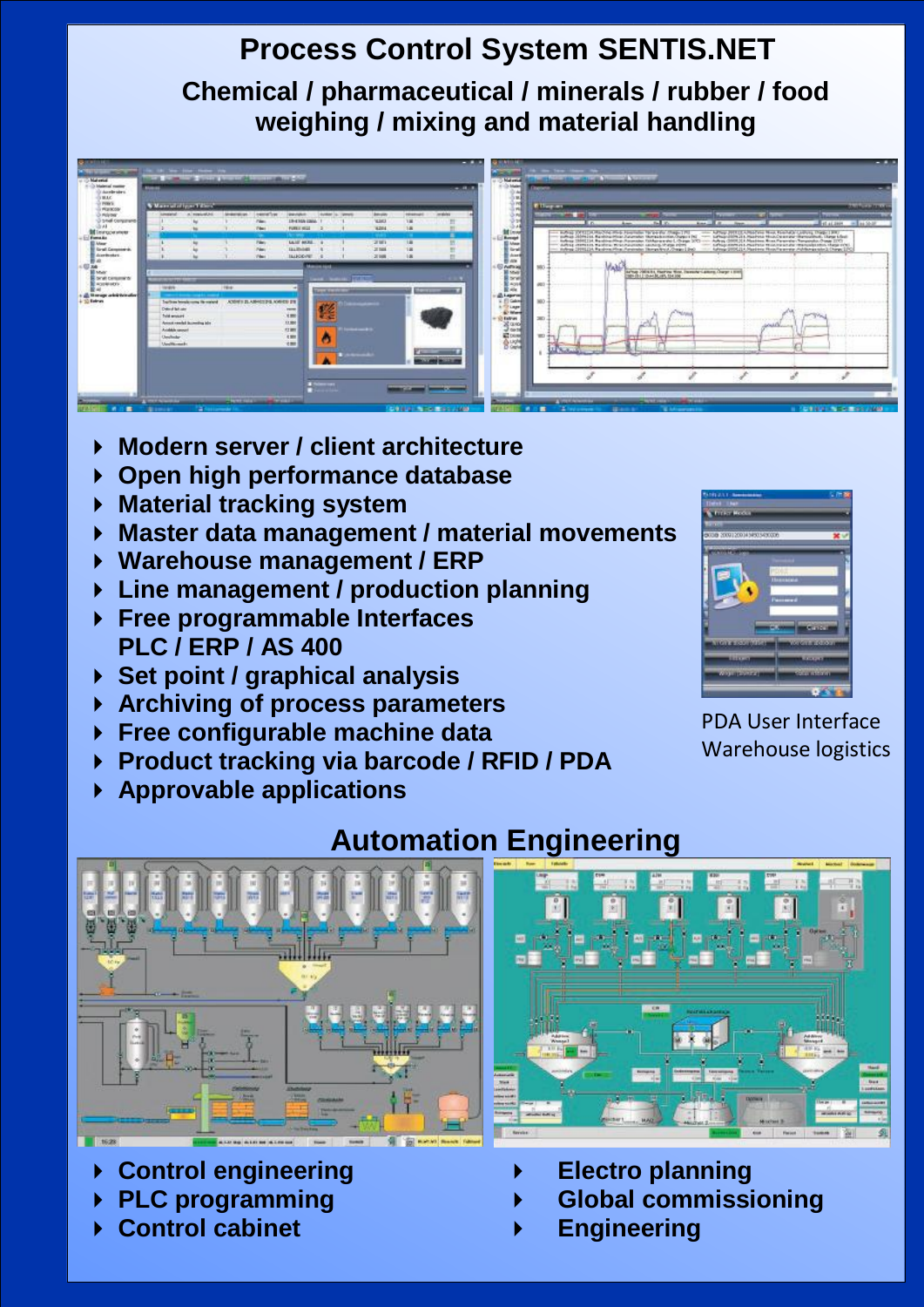# Process Control System SENTIS.NET

## Chemical / pharmaceutical / minerals / rubber / food weighing / mixing and material handling

- **Modern server / client architecture**
- **Open high performance database**
- **Material tracking system**
- **Master data management / material movements**
- **Warehouse management / ERP**
- **Line management / production planning**
- **Free programmable Interfaces PLC / ERP / AS 400**
- **Set point / graphical analysis**
- **Archiving of process parameters**
- **Free configurable machine data**
- **Product tracking via barcode / RFID / PDA**
- **Approvable applications**

PDA User Interface
Warehouse logistics

## Automation Engineering

- **Control engineering**
- **PLC programming**
- **Control cabinet**
- **Electro planning**
- **Global commissioning**
- **Engineering**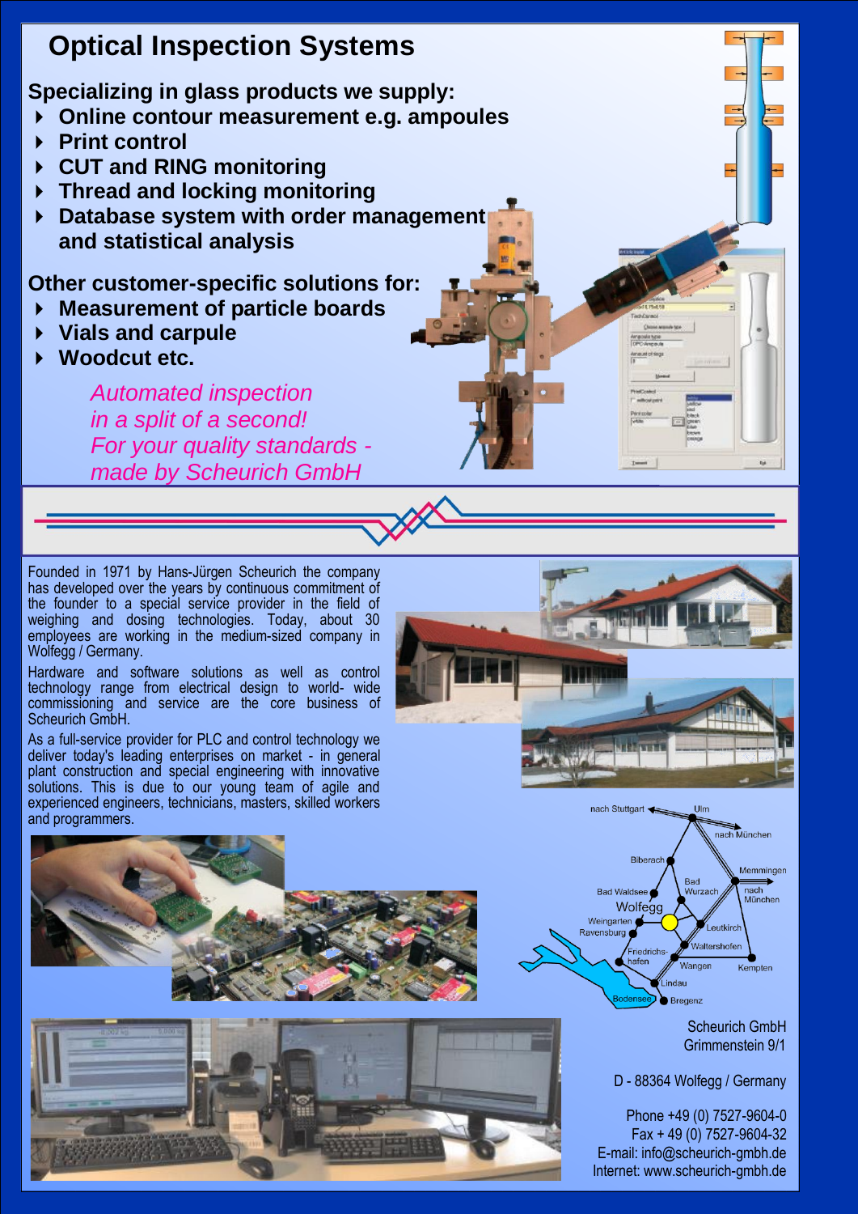# Optical Inspection Systems

**Specializing in glass products we supply:**

- **Online contour measurement e.g. ampoules**
- **Print control**
- **CUT and RING monitoring**
- **Thread and locking monitoring**
- **Database system with order management and statistical analysis**

**Other customer-specific solutions for:**

- **Measurement of particle boards**
- **Vials and carpule**
- **Woodcut etc.**

*Automated inspection in a split of a second!*
*For your quality standards - made by Scheurich GmbH*

Founded in 1971 by Hans-Jürgen Scheurich the company has developed over the years by continuous commitment of the founder to a special service provider in the field of weighing and dosing technologies. Today, about 30 employees are working in the medium-sized company in Wolfegg / Germany.

Hardware and software solutions as well as control technology range from electrical design to world- wide commissioning and service are the core business of Scheurich GmbH.

As a full-service provider for PLC and control technology we deliver today's leading enterprises on market - in general plant construction and special engineering with innovative solutions. This is due to our young team of agile and experienced engineers, technicians, masters, skilled workers and programmers.

nach Stuttgart
Ulm
nach München
Biberach
Memmingen
Bad Wurzach
nach München
Bad Waldsee
Wolfegg
Weingarten
Ravensburg
Leutkirch
Waltershofen
Friedrichshafen
Wangen
Kempten
Lindau
Bodensee
Bregenz

Scheurich GmbH
Grimmenstein 9/1

D - 88364 Wolfegg / Germany

Phone +49 (0) 7527-9604-0
Fax + 49 (0) 7527-9604-32
E-mail: info@scheurich-gmbh.de
Internet: www.scheurich-gmbh.de